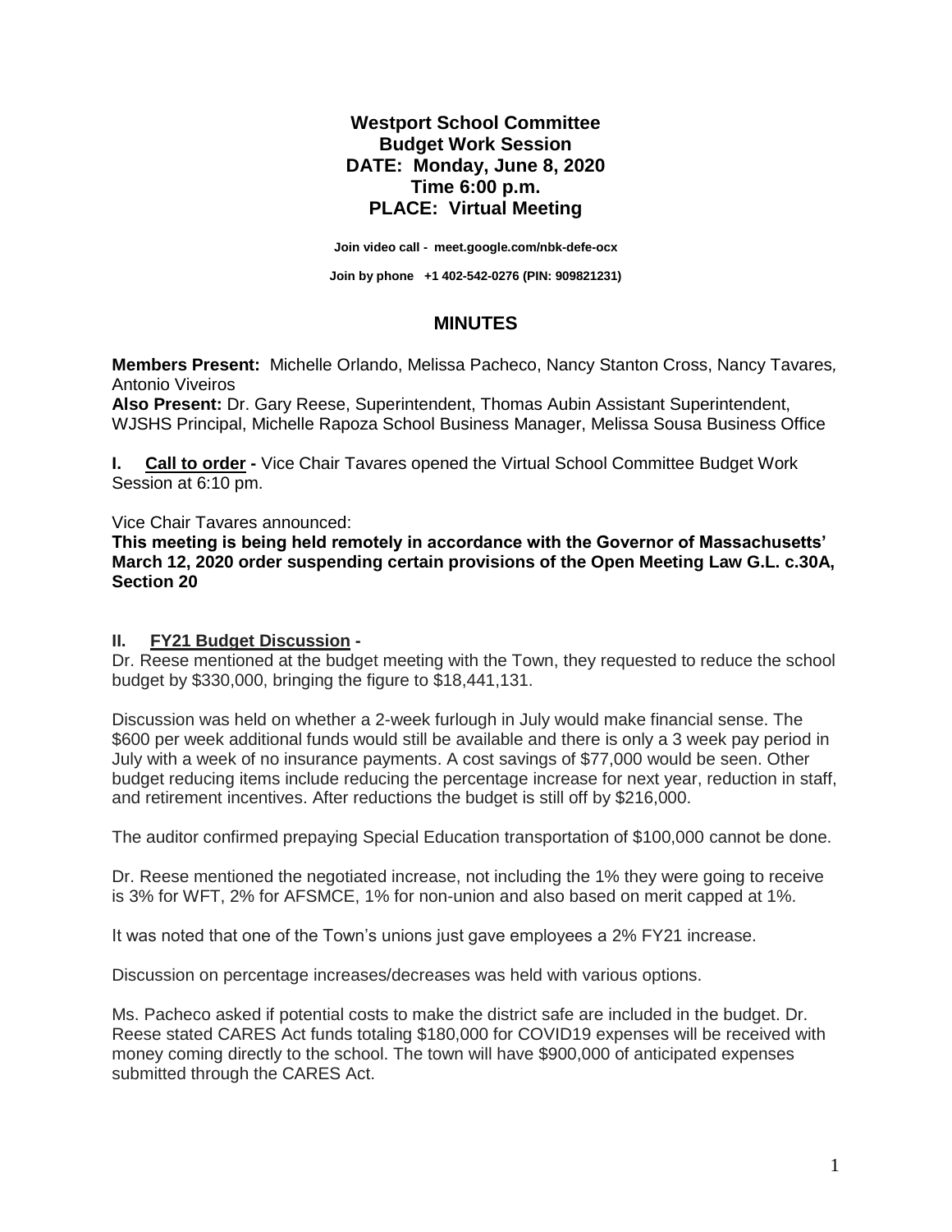**Westport School Committee**
**Budget Work Session**
**DATE: Monday, June 8, 2020**
**Time 6:00 p.m.**
**PLACE: Virtual Meeting**

**Join video call - meet.google.com/nbk-defe-ocx**

**Join by phone +1 402-542-0276 (PIN: 909821231)**

## MINUTES

**Members Present:** Michelle Orlando, Melissa Pacheco, Nancy Stanton Cross, Nancy Tavares, Antonio Viveiros
**Also Present:** Dr. Gary Reese, Superintendent, Thomas Aubin Assistant Superintendent, WJSHS Principal, Michelle Rapoza School Business Manager, Melissa Sousa Business Office

**I. Call to order -** Vice Chair Tavares opened the Virtual School Committee Budget Work Session at 6:10 pm.

Vice Chair Tavares announced:
**This meeting is being held remotely in accordance with the Governor of Massachusetts' March 12, 2020 order suspending certain provisions of the Open Meeting Law G.L. c.30A, Section 20**

**II. FY21 Budget Discussion -**
Dr. Reese mentioned at the budget meeting with the Town, they requested to reduce the school budget by $330,000, bringing the figure to $18,441,131.

Discussion was held on whether a 2-week furlough in July would make financial sense. The $600 per week additional funds would still be available and there is only a 3 week pay period in July with a week of no insurance payments. A cost savings of $77,000 would be seen. Other budget reducing items include reducing the percentage increase for next year, reduction in staff, and retirement incentives. After reductions the budget is still off by $216,000.

The auditor confirmed prepaying Special Education transportation of $100,000 cannot be done.

Dr. Reese mentioned the negotiated increase, not including the 1% they were going to receive is 3% for WFT, 2% for AFSMCE, 1% for non-union and also based on merit capped at 1%.

It was noted that one of the Town's unions just gave employees a 2% FY21 increase.

Discussion on percentage increases/decreases was held with various options.

Ms. Pacheco asked if potential costs to make the district safe are included in the budget. Dr. Reese stated CARES Act funds totaling $180,000 for COVID19 expenses will be received with money coming directly to the school. The town will have $900,000 of anticipated expenses submitted through the CARES Act.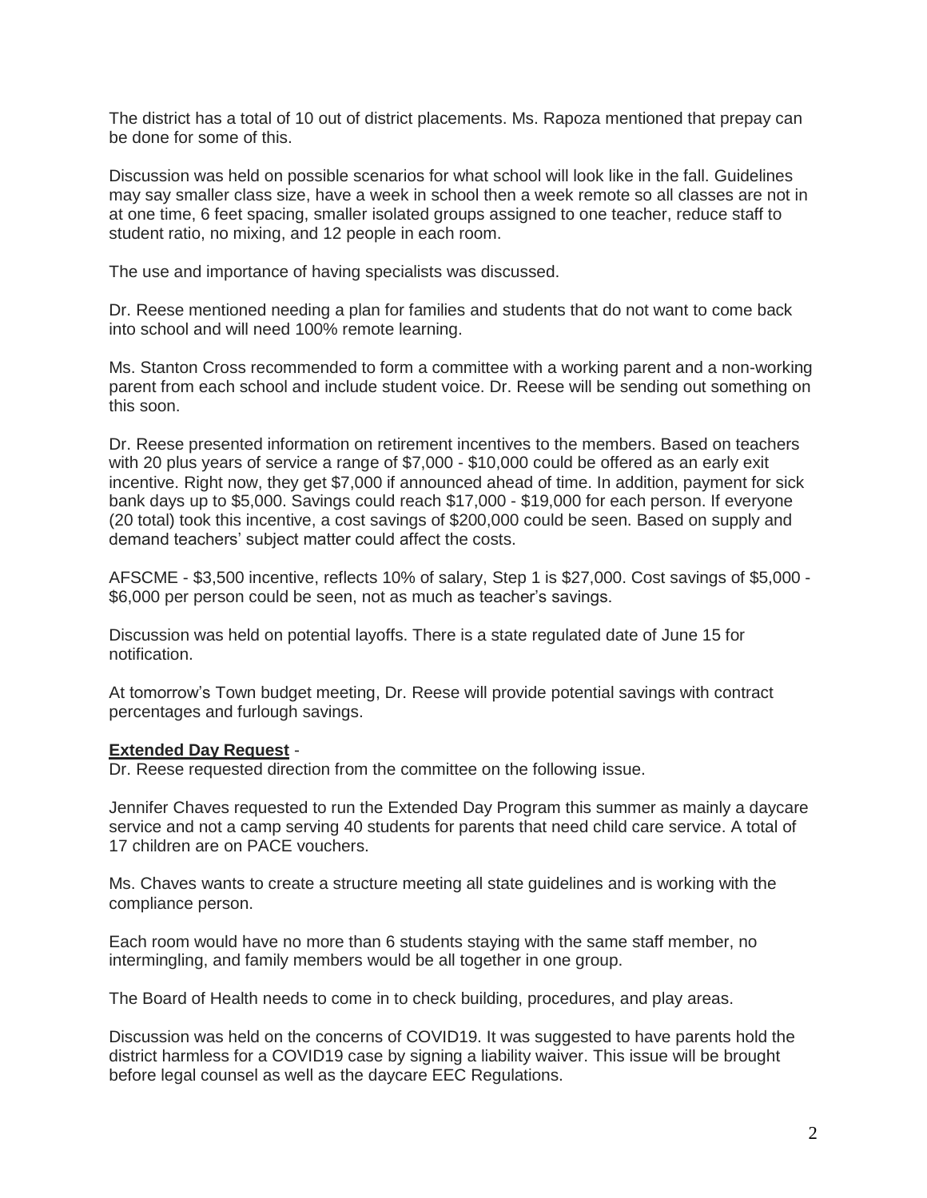The district has a total of 10 out of district placements. Ms. Rapoza mentioned that prepay can be done for some of this.

Discussion was held on possible scenarios for what school will look like in the fall. Guidelines may say smaller class size, have a week in school then a week remote so all classes are not in at one time, 6 feet spacing, smaller isolated groups assigned to one teacher, reduce staff to student ratio, no mixing, and 12 people in each room.

The use and importance of having specialists was discussed.

Dr. Reese mentioned needing a plan for families and students that do not want to come back into school and will need 100% remote learning.

Ms. Stanton Cross recommended to form a committee with a working parent and a non-working parent from each school and include student voice. Dr. Reese will be sending out something on this soon.

Dr. Reese presented information on retirement incentives to the members. Based on teachers with 20 plus years of service a range of $7,000 - $10,000 could be offered as an early exit incentive. Right now, they get $7,000 if announced ahead of time. In addition, payment for sick bank days up to $5,000. Savings could reach $17,000 - $19,000 for each person. If everyone (20 total) took this incentive, a cost savings of $200,000 could be seen. Based on supply and demand teachers' subject matter could affect the costs.

AFSCME - $3,500 incentive, reflects 10% of salary, Step 1 is $27,000. Cost savings of $5,000 - $6,000 per person could be seen, not as much as teacher's savings.

Discussion was held on potential layoffs. There is a state regulated date of June 15 for notification.

At tomorrow's Town budget meeting, Dr. Reese will provide potential savings with contract percentages and furlough savings.

**Extended Day Request** -
Dr. Reese requested direction from the committee on the following issue.

Jennifer Chaves requested to run the Extended Day Program this summer as mainly a daycare service and not a camp serving 40 students for parents that need child care service. A total of 17 children are on PACE vouchers.

Ms. Chaves wants to create a structure meeting all state guidelines and is working with the compliance person.

Each room would have no more than 6 students staying with the same staff member, no intermingling, and family members would be all together in one group.

The Board of Health needs to come in to check building, procedures, and play areas.

Discussion was held on the concerns of COVID19. It was suggested to have parents hold the district harmless for a COVID19 case by signing a liability waiver. This issue will be brought before legal counsel as well as the daycare EEC Regulations.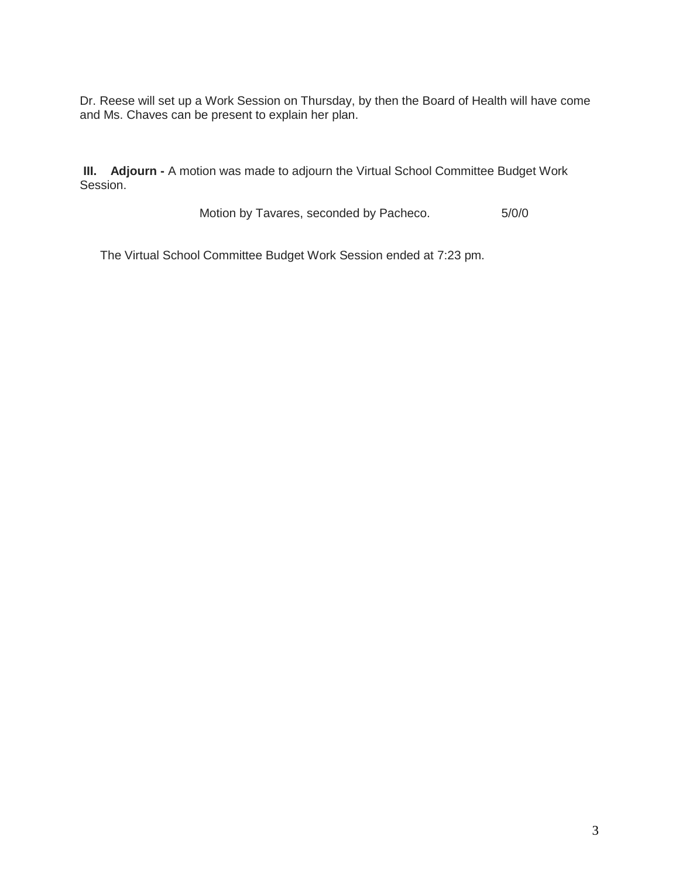Dr. Reese will set up a Work Session on Thursday, by then the Board of Health will have come and Ms. Chaves can be present to explain her plan.

**III. Adjourn -** A motion was made to adjourn the Virtual School Committee Budget Work Session.

Motion by Tavares, seconded by Pacheco. 5/0/0

The Virtual School Committee Budget Work Session ended at 7:23 pm.